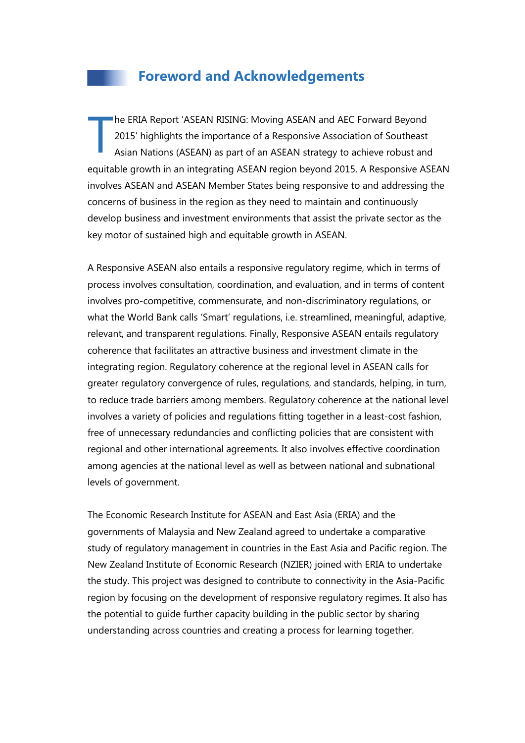# Foreword and Acknowledgements

The ERIA Report 'ASEAN RISING: Moving ASEAN and AEC Forward Beyond 2015' highlights the importance of a Responsive Association of Southeast Asian Nations (ASEAN) as part of an ASEAN strategy to achieve robust and equitable growth in an integrating ASEAN region beyond 2015. A Responsive ASEAN involves ASEAN and ASEAN Member States being responsive to and addressing the concerns of business in the region as they need to maintain and continuously develop business and investment environments that assist the private sector as the key motor of sustained high and equitable growth in ASEAN.

A Responsive ASEAN also entails a responsive regulatory regime, which in terms of process involves consultation, coordination, and evaluation, and in terms of content involves pro-competitive, commensurate, and non-discriminatory regulations, or what the World Bank calls 'Smart' regulations, i.e. streamlined, meaningful, adaptive, relevant, and transparent regulations. Finally, Responsive ASEAN entails regulatory coherence that facilitates an attractive business and investment climate in the integrating region. Regulatory coherence at the regional level in ASEAN calls for greater regulatory convergence of rules, regulations, and standards, helping, in turn, to reduce trade barriers among members. Regulatory coherence at the national level involves a variety of policies and regulations fitting together in a least-cost fashion, free of unnecessary redundancies and conflicting policies that are consistent with regional and other international agreements. It also involves effective coordination among agencies at the national level as well as between national and subnational levels of government.

The Economic Research Institute for ASEAN and East Asia (ERIA) and the governments of Malaysia and New Zealand agreed to undertake a comparative study of regulatory management in countries in the East Asia and Pacific region. The New Zealand Institute of Economic Research (NZIER) joined with ERIA to undertake the study. This project was designed to contribute to connectivity in the Asia-Pacific region by focusing on the development of responsive regulatory regimes. It also has the potential to guide further capacity building in the public sector by sharing understanding across countries and creating a process for learning together.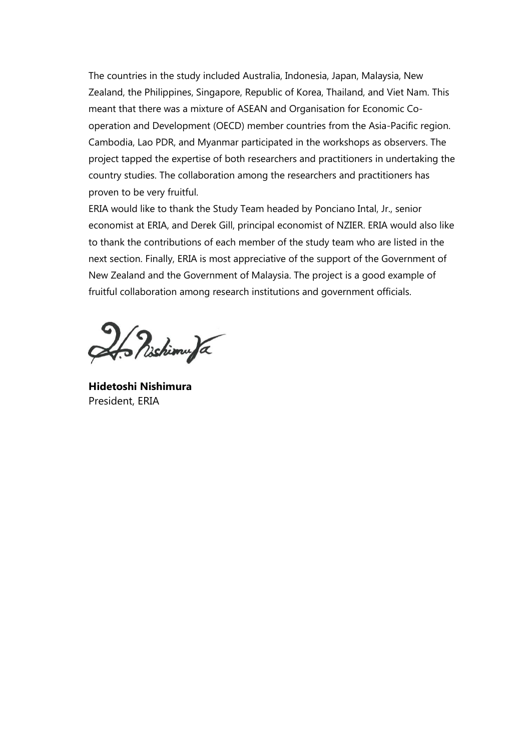The countries in the study included Australia, Indonesia, Japan, Malaysia, New Zealand, the Philippines, Singapore, Republic of Korea, Thailand, and Viet Nam. This meant that there was a mixture of ASEAN and Organisation for Economic Co-operation and Development (OECD) member countries from the Asia-Pacific region. Cambodia, Lao PDR, and Myanmar participated in the workshops as observers. The project tapped the expertise of both researchers and practitioners in undertaking the country studies. The collaboration among the researchers and practitioners has proven to be very fruitful.

ERIA would like to thank the Study Team headed by Ponciano Intal, Jr., senior economist at ERIA, and Derek Gill, principal economist of NZIER. ERIA would also like to thank the contributions of each member of the study team who are listed in the next section. Finally, ERIA is most appreciative of the support of the Government of New Zealand and the Government of Malaysia. The project is a good example of fruitful collaboration among research institutions and government officials.

**Hidetoshi Nishimura**
President, ERIA